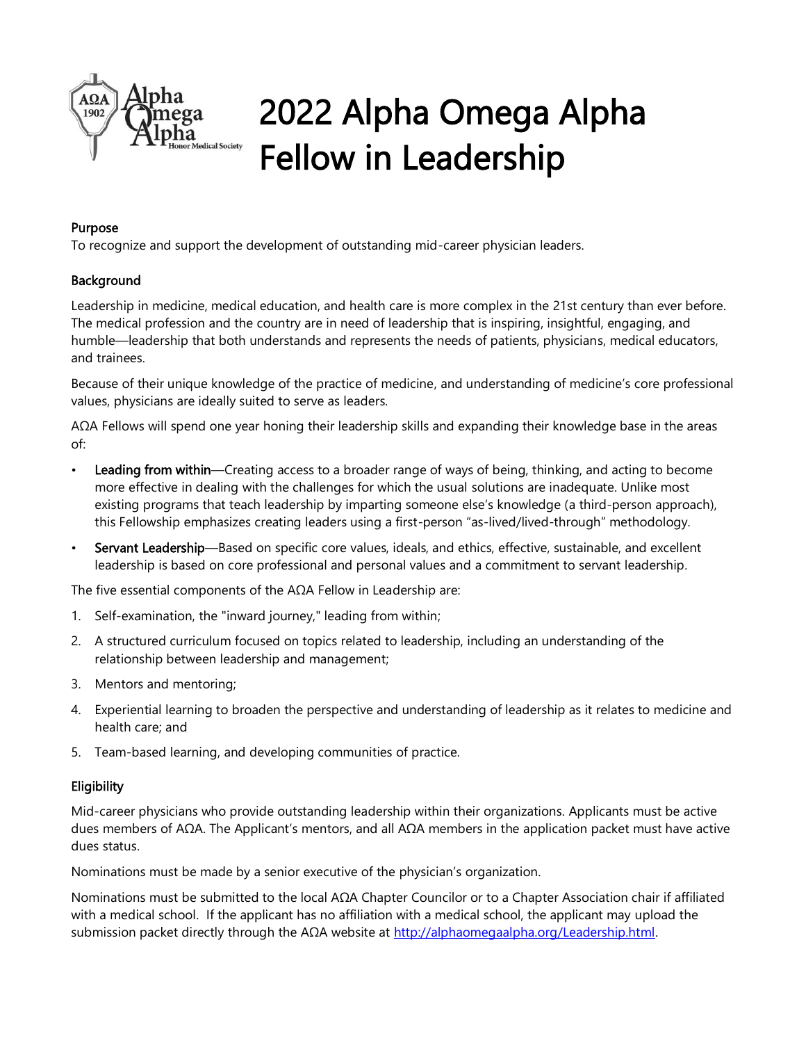# 2022 Alpha Omega Alpha Fellow in Leadership

## Purpose

To recognize and support the development of outstanding mid-career physician leaders.

## Background

Leadership in medicine, medical education, and health care is more complex in the 21st century than ever before. The medical profession and the country are in need of leadership that is inspiring, insightful, engaging, and humble—leadership that both understands and represents the needs of patients, physicians, medical educators, and trainees.

Because of their unique knowledge of the practice of medicine, and understanding of medicine's core professional values, physicians are ideally suited to serve as leaders.

AΩA Fellows will spend one year honing their leadership skills and expanding their knowledge base in the areas of:

- **Leading from within**—Creating access to a broader range of ways of being, thinking, and acting to become more effective in dealing with the challenges for which the usual solutions are inadequate. Unlike most existing programs that teach leadership by imparting someone else's knowledge (a third-person approach), this Fellowship emphasizes creating leaders using a first-person "as-lived/lived-through" methodology.
- **Servant Leadership**—Based on specific core values, ideals, and ethics, effective, sustainable, and excellent leadership is based on core professional and personal values and a commitment to servant leadership.

The five essential components of the AΩA Fellow in Leadership are:

1. Self-examination, the "inward journey," leading from within;
2. A structured curriculum focused on topics related to leadership, including an understanding of the relationship between leadership and management;
3. Mentors and mentoring;
4. Experiential learning to broaden the perspective and understanding of leadership as it relates to medicine and health care; and
5. Team-based learning, and developing communities of practice.

## Eligibility

Mid-career physicians who provide outstanding leadership within their organizations. Applicants must be active dues members of AΩA. The Applicant's mentors, and all AΩA members in the application packet must have active dues status.

Nominations must be made by a senior executive of the physician's organization.

Nominations must be submitted to the local AΩA Chapter Councilor or to a Chapter Association chair if affiliated with a medical school. If the applicant has no affiliation with a medical school, the applicant may upload the submission packet directly through the AΩA website at http://alphaomegaalpha.org/Leadership.html.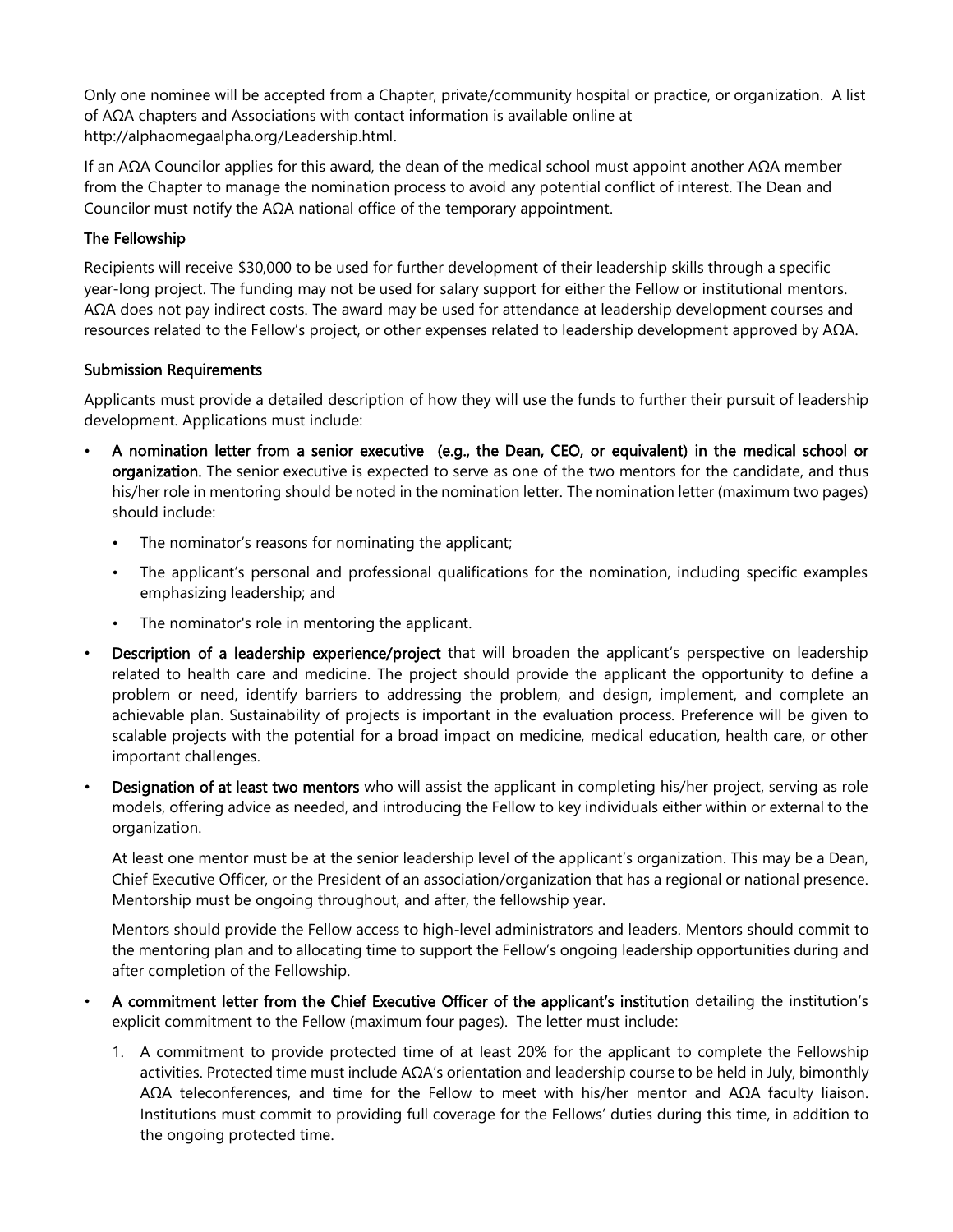Only one nominee will be accepted from a Chapter, private/community hospital or practice, or organization. A list of AΩA chapters and Associations with contact information is available online at http://alphaomegaalpha.org/Leadership.html.

If an AΩA Councilor applies for this award, the dean of the medical school must appoint another AΩA member from the Chapter to manage the nomination process to avoid any potential conflict of interest. The Dean and Councilor must notify the AΩA national office of the temporary appointment.

### The Fellowship

Recipients will receive $30,000 to be used for further development of their leadership skills through a specific year-long project. The funding may not be used for salary support for either the Fellow or institutional mentors. AΩA does not pay indirect costs. The award may be used for attendance at leadership development courses and resources related to the Fellow's project, or other expenses related to leadership development approved by AΩA.

### Submission Requirements

Applicants must provide a detailed description of how they will use the funds to further their pursuit of leadership development. Applications must include:

- **A nomination letter from a senior executive (e.g., the Dean, CEO, or equivalent) in the medical school or organization.** The senior executive is expected to serve as one of the two mentors for the candidate, and thus his/her role in mentoring should be noted in the nomination letter. The nomination letter (maximum two pages) should include:
  - The nominator's reasons for nominating the applicant;
  - The applicant's personal and professional qualifications for the nomination, including specific examples emphasizing leadership; and
  - The nominator's role in mentoring the applicant.
- **Description of a leadership experience/project** that will broaden the applicant's perspective on leadership related to health care and medicine. The project should provide the applicant the opportunity to define a problem or need, identify barriers to addressing the problem, and design, implement, and complete an achievable plan. Sustainability of projects is important in the evaluation process. Preference will be given to scalable projects with the potential for a broad impact on medicine, medical education, health care, or other important challenges.
- **Designation of at least two mentors** who will assist the applicant in completing his/her project, serving as role models, offering advice as needed, and introducing the Fellow to key individuals either within or external to the organization.

  At least one mentor must be at the senior leadership level of the applicant's organization. This may be a Dean, Chief Executive Officer, or the President of an association/organization that has a regional or national presence. Mentorship must be ongoing throughout, and after, the fellowship year.

  Mentors should provide the Fellow access to high-level administrators and leaders. Mentors should commit to the mentoring plan and to allocating time to support the Fellow's ongoing leadership opportunities during and after completion of the Fellowship.
- **A commitment letter from the Chief Executive Officer of the applicant's institution** detailing the institution's explicit commitment to the Fellow (maximum four pages). The letter must include:
  1. A commitment to provide protected time of at least 20% for the applicant to complete the Fellowship activities. Protected time must include AΩA's orientation and leadership course to be held in July, bimonthly AΩA teleconferences, and time for the Fellow to meet with his/her mentor and AΩA faculty liaison. Institutions must commit to providing full coverage for the Fellows' duties during this time, in addition to the ongoing protected time.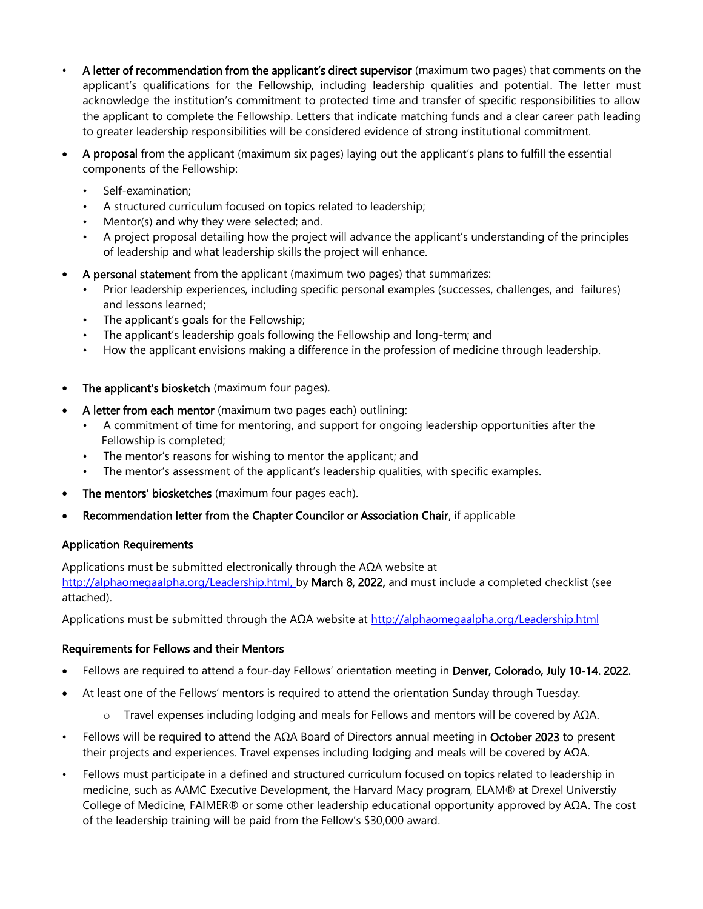- **A letter of recommendation from the applicant's direct supervisor** (maximum two pages) that comments on the applicant's qualifications for the Fellowship, including leadership qualities and potential. The letter must acknowledge the institution's commitment to protected time and transfer of specific responsibilities to allow the applicant to complete the Fellowship. Letters that indicate matching funds and a clear career path leading to greater leadership responsibilities will be considered evidence of strong institutional commitment.
- **A proposal** from the applicant (maximum six pages) laying out the applicant's plans to fulfill the essential components of the Fellowship:
  - Self-examination;
  - A structured curriculum focused on topics related to leadership;
  - Mentor(s) and why they were selected; and.
  - A project proposal detailing how the project will advance the applicant's understanding of the principles of leadership and what leadership skills the project will enhance.
- **A personal statement** from the applicant (maximum two pages) that summarizes:
  - Prior leadership experiences, including specific personal examples (successes, challenges, and failures) and lessons learned;
  - The applicant's goals for the Fellowship;
  - The applicant's leadership goals following the Fellowship and long-term; and
  - How the applicant envisions making a difference in the profession of medicine through leadership.
- **The applicant's biosketch** (maximum four pages).
- **A letter from each mentor** (maximum two pages each) outlining:
  - A commitment of time for mentoring, and support for ongoing leadership opportunities after the Fellowship is completed;
  - The mentor's reasons for wishing to mentor the applicant; and
  - The mentor's assessment of the applicant's leadership qualities, with specific examples.
- **The mentors' biosketches** (maximum four pages each).
- **Recommendation letter from the Chapter Councilor or Association Chair**, if applicable

### Application Requirements

Applications must be submitted electronically through the AΩA website at http://alphaomegaalpha.org/Leadership.html, by **March 8, 2022,** and must include a completed checklist (see attached).

Applications must be submitted through the AΩA website at http://alphaomegaalpha.org/Leadership.html

### Requirements for Fellows and their Mentors

- Fellows are required to attend a four-day Fellows' orientation meeting in **Denver, Colorado, July 10-14. 2022.**
- At least one of the Fellows' mentors is required to attend the orientation Sunday through Tuesday.
  - Travel expenses including lodging and meals for Fellows and mentors will be covered by AΩA.
- Fellows will be required to attend the AΩA Board of Directors annual meeting in **October 2023** to present their projects and experiences. Travel expenses including lodging and meals will be covered by AΩA.
- Fellows must participate in a defined and structured curriculum focused on topics related to leadership in medicine, such as AAMC Executive Development, the Harvard Macy program, ELAM® at Drexel Universtiy College of Medicine, FAIMER® or some other leadership educational opportunity approved by AΩA. The cost of the leadership training will be paid from the Fellow's $30,000 award.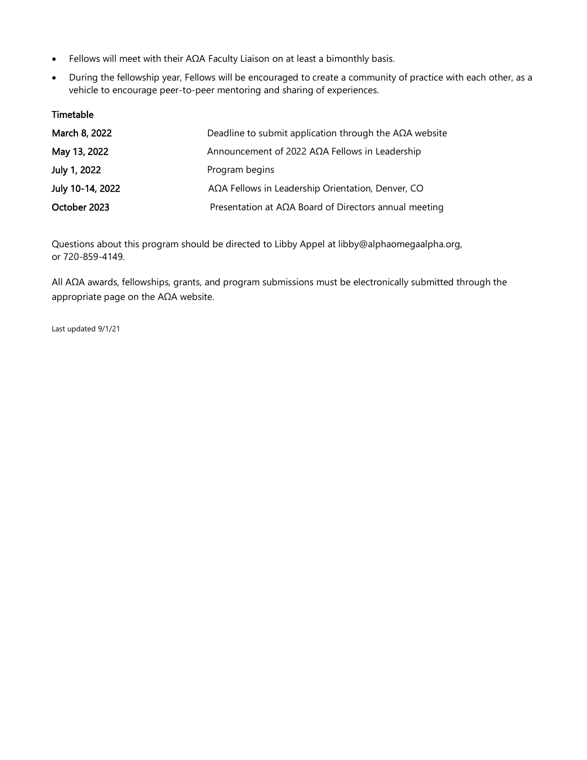- Fellows will meet with their AΩA Faculty Liaison on at least a bimonthly basis.
- During the fellowship year, Fellows will be encouraged to create a community of practice with each other, as a vehicle to encourage peer-to-peer mentoring and sharing of experiences.

**Timetable**

| | |
|---|---|
| **March 8, 2022** | Deadline to submit application through the AΩA website |
| **May 13, 2022** | Announcement of 2022 AΩA Fellows in Leadership |
| **July 1, 2022** | Program begins |
| **July 10-14, 2022** | AΩA Fellows in Leadership Orientation, Denver, CO |
| **October 2023** | Presentation at AΩA Board of Directors annual meeting |

Questions about this program should be directed to Libby Appel at libby@alphaomegaalpha.org, or 720-859-4149.

All AΩA awards, fellowships, grants, and program submissions must be electronically submitted through the appropriate page on the AΩA website.

Last updated 9/1/21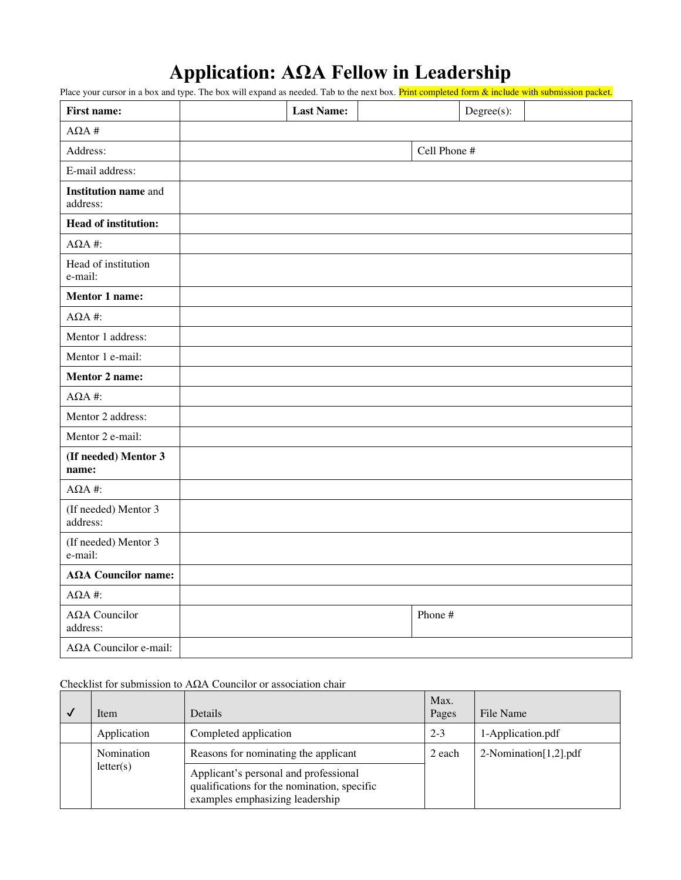# Application: AΩA Fellow in Leadership

Place your cursor in a box and type. The box will expand as needed. Tab to the next box. Print completed form & include with submission packet.

| **First name:** | | **Last Name:** | | Degree(s): | |
|---|---|---|---|---|---|
| AΩA # | | | | | |
| Address: | | | Cell Phone # | | |
| E-mail address: | | | | | |
| **Institution name** and address: | | | | | |
| **Head of institution:** | | | | | |
| AΩA #: | | | | | |
| Head of institution e-mail: | | | | | |
| **Mentor 1 name:** | | | | | |
| AΩA #: | | | | | |
| Mentor 1 address: | | | | | |
| Mentor 1 e-mail: | | | | | |
| **Mentor 2 name:** | | | | | |
| AΩA #: | | | | | |
| Mentor 2 address: | | | | | |
| Mentor 2 e-mail: | | | | | |
| **(If needed) Mentor 3 name:** | | | | | |
| AΩA #: | | | | | |
| (If needed) Mentor 3 address: | | | | | |
| (If needed) Mentor 3 e-mail: | | | | | |
| **AΩA Councilor name:** | | | | | |
| AΩA #: | | | | | |
| AΩA Councilor address: | | | Phone # | | |
| AΩA Councilor e-mail: | | | | | |

Checklist for submission to AΩA Councilor or association chair

| ✓ | Item | Details | Max. Pages | File Name |
|---|---|---|---|---|
| | Application | Completed application | 2-3 | 1-Application.pdf |
| | Nomination letter(s) | Reasons for nominating the applicant | 2 each | 2-Nomination[1,2].pdf |
| | | Applicant's personal and professional qualifications for the nomination, specific examples emphasizing leadership | | |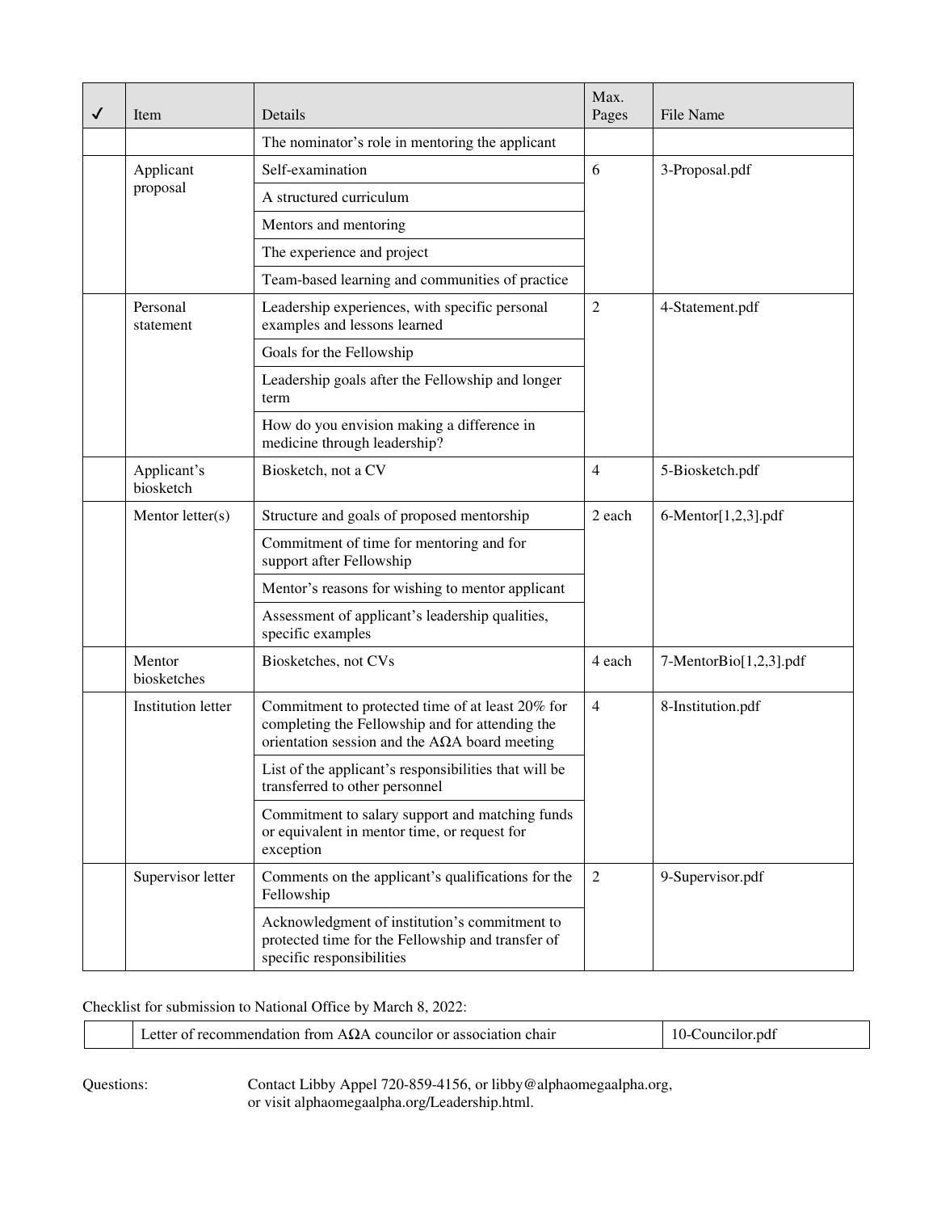| ✓ | Item | Details | Max. Pages | File Name |
|---|---|---|---|---|
| | | The nominator's role in mentoring the applicant | | |
| | Applicant proposal | Self-examination | 6 | 3-Proposal.pdf |
| | | A structured curriculum | | |
| | | Mentors and mentoring | | |
| | | The experience and project | | |
| | | Team-based learning and communities of practice | | |
| | Personal statement | Leadership experiences, with specific personal examples and lessons learned | 2 | 4-Statement.pdf |
| | | Goals for the Fellowship | | |
| | | Leadership goals after the Fellowship and longer term | | |
| | | How do you envision making a difference in medicine through leadership? | | |
| | Applicant's biosketch | Biosketch, not a CV | 4 | 5-Biosketch.pdf |
| | Mentor letter(s) | Structure and goals of proposed mentorship | 2 each | 6-Mentor[1,2,3].pdf |
| | | Commitment of time for mentoring and for support after Fellowship | | |
| | | Mentor's reasons for wishing to mentor applicant | | |
| | | Assessment of applicant's leadership qualities, specific examples | | |
| | Mentor biosketches | Biosketches, not CVs | 4 each | 7-MentorBio[1,2,3].pdf |
| | Institution letter | Commitment to protected time of at least 20% for completing the Fellowship and for attending the orientation session and the AΩA board meeting | 4 | 8-Institution.pdf |
| | | List of the applicant's responsibilities that will be transferred to other personnel | | |
| | | Commitment to salary support and matching funds or equivalent in mentor time, or request for exception | | |
| | Supervisor letter | Comments on the applicant's qualifications for the Fellowship | 2 | 9-Supervisor.pdf |
| | | Acknowledgment of institution's commitment to protected time for the Fellowship and transfer of specific responsibilities | | |

Checklist for submission to National Office by March 8, 2022:

| | | |
|---|---|---|
| | Letter of recommendation from AΩA councilor or association chair | 10-Councilor.pdf |

Questions: Contact Libby Appel 720-859-4156, or libby@alphaomegaalpha.org, or visit alphaomegaalpha.org/Leadership.html.